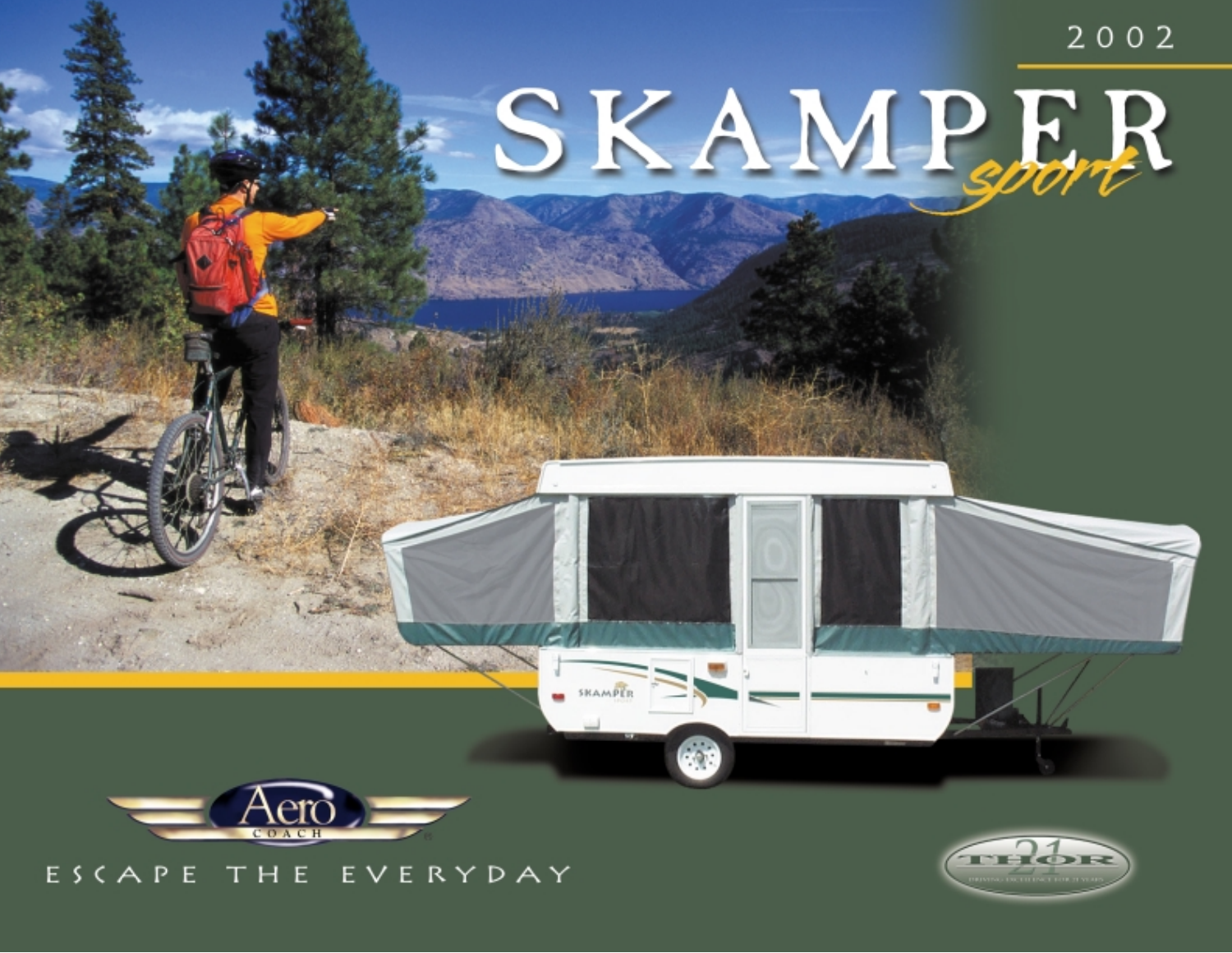2002

# SKAMPER *sport*

Aero COACH

ESCAPE THE EVERYDAY

THOR 21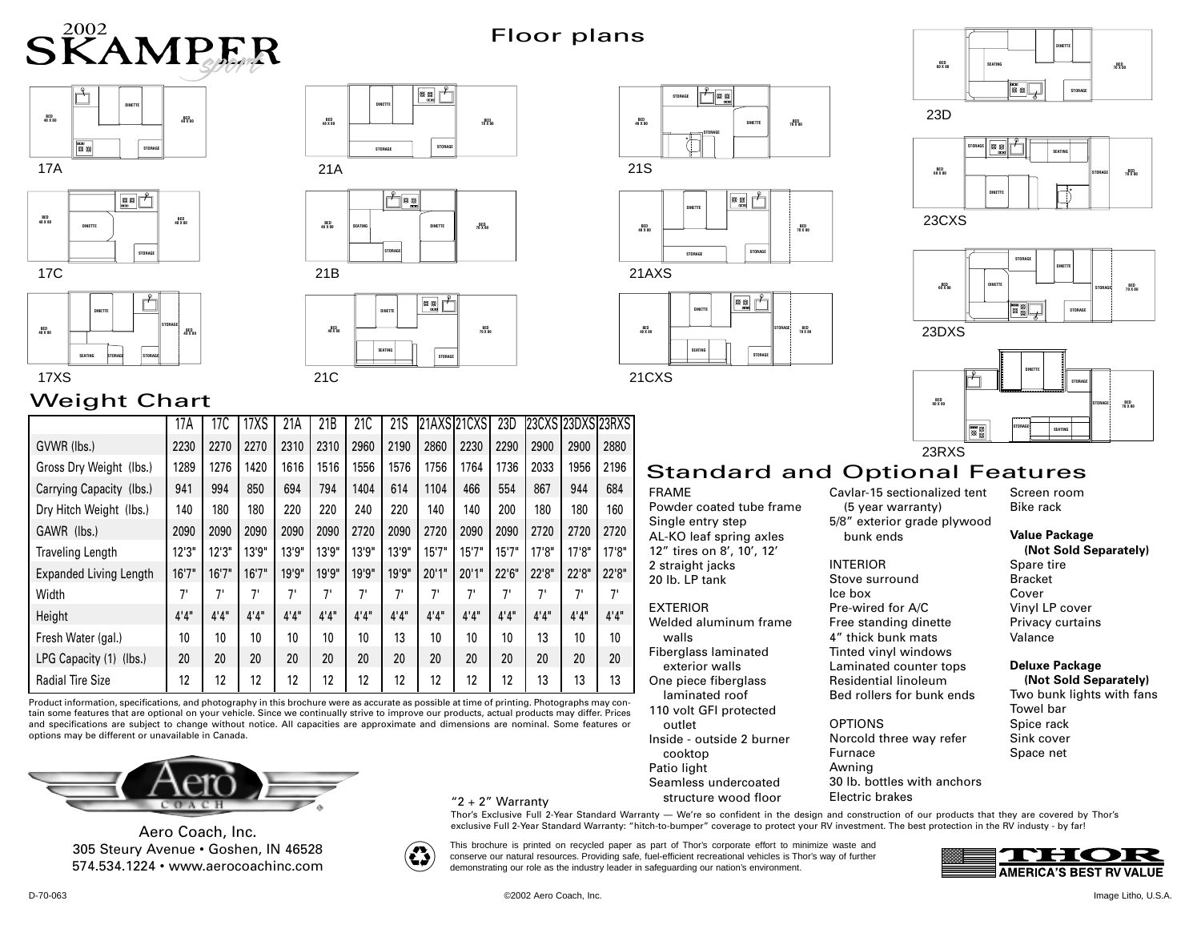# 2002 SKAMPER sport

## Floor plans

17A

17C

17XS

21A

21B

21C

21S

21AXS

21CXS

23D

23CXS

23DXS

23RXS

## Weight Chart

| | 17A | 17C | 17XS | 21A | 21B | 21C | 21S | 21AXS | 21CXS | 23D | 23CXS | 23DXS | 23RXS |
|---|---|---|---|---|---|---|---|---|---|---|---|---|---|
| GVWR (lbs.) | 2230 | 2270 | 2270 | 2310 | 2310 | 2960 | 2190 | 2860 | 2230 | 2290 | 2900 | 2900 | 2880 |
| Gross Dry Weight (lbs.) | 1289 | 1276 | 1420 | 1616 | 1516 | 1556 | 1576 | 1756 | 1764 | 1736 | 2033 | 1956 | 2196 |
| Carrying Capacity (lbs.) | 941 | 994 | 850 | 694 | 794 | 1404 | 614 | 1104 | 466 | 554 | 867 | 944 | 684 |
| Dry Hitch Weight (lbs.) | 140 | 180 | 180 | 220 | 220 | 240 | 220 | 140 | 140 | 200 | 180 | 180 | 160 |
| GAWR (lbs.) | 2090 | 2090 | 2090 | 2090 | 2090 | 2720 | 2090 | 2720 | 2090 | 2090 | 2720 | 2720 | 2720 |
| Traveling Length | 12'3" | 12'3" | 13'9" | 13'9" | 13'9" | 13'9" | 13'9" | 15'7" | 15'7" | 15'7" | 17'8" | 17'8" | 17'8" |
| Expanded Living Length | 16'7" | 16'7" | 16'7" | 19'9" | 19'9" | 19'9" | 19'9" | 20'1" | 20'1" | 22'6" | 22'8" | 22'8" | 22'8" |
| Width | 7' | 7' | 7' | 7' | 7' | 7' | 7' | 7' | 7' | 7' | 7' | 7' | 7' |
| Height | 4'4" | 4'4" | 4'4" | 4'4" | 4'4" | 4'4" | 4'4" | 4'4" | 4'4" | 4'4" | 4'4" | 4'4" | 4'4" |
| Fresh Water (gal.) | 10 | 10 | 10 | 10 | 10 | 10 | 13 | 10 | 10 | 10 | 13 | 10 | 10 |
| LPG Capacity (1) (lbs.) | 20 | 20 | 20 | 20 | 20 | 20 | 20 | 20 | 20 | 20 | 20 | 20 | 20 |
| Radial Tire Size | 12 | 12 | 12 | 12 | 12 | 12 | 12 | 12 | 12 | 12 | 13 | 13 | 13 |

Product information, specifications, and photography in this brochure were as accurate as possible at time of printing. Photographs may contain some features that are optional on your vehicle. Since we continually strive to improve our products, actual products may differ. Prices and specifications are subject to change without notice. All capacities are approximate and dimensions are nominal. Some features or options may be different or unavailable in Canada.

## Standard and Optional Features

FRAME
- Powder coated tube frame
- Single entry step
- AL-KO leaf spring axles
- 12" tires on 8', 10', 12'
- 2 straight jacks
- 20 lb. LP tank

EXTERIOR
- Welded aluminum frame walls
- Fiberglass laminated exterior walls
- One piece fiberglass laminated roof
- 110 volt GFI protected outlet
- Inside - outside 2 burner cooktop
- Patio light
- Seamless undercoated structure wood floor
- Cavlar-15 sectionalized tent (5 year warranty)
- 5/8" exterior grade plywood bunk ends

INTERIOR
- Stove surround
- Ice box
- Pre-wired for A/C
- Free standing dinette
- 4" thick bunk mats
- Tinted vinyl windows
- Laminated counter tops
- Residential linoleum
- Bed rollers for bunk ends

OPTIONS
- Norcold three way refer
- Furnace
- Awning
- 30 lb. bottles with anchors
- Electric brakes
- Screen room
- Bike rack

**Value Package (Not Sold Separately)**
- Spare tire
- Bracket
- Cover
- Vinyl LP cover
- Privacy curtains
- Valance

**Deluxe Package (Not Sold Separately)**
- Two bunk lights with fans
- Towel bar
- Spice rack
- Sink cover
- Space net

"2 + 2" Warranty

Thor's Exclusive Full 2-Year Standard Warranty — We're so confident in the design and construction of our products that they are covered by Thor's exclusive Full 2-Year Standard Warranty: "hitch-to-bumper" coverage to protect your RV investment. The best protection in the RV industy - by far!

This brochure is printed on recycled paper as part of Thor's corporate effort to minimize waste and conserve our natural resources. Providing safe, fuel-efficient recreational vehicles is Thor's way of further demonstrating our role as the industry leader in safeguarding our nation's environment.

Aero Coach, Inc.
305 Steury Avenue • Goshen, IN 46528
574.534.1224 • www.aerocoachinc.com

THOR AMERICA'S BEST RV VALUE

D-70-063 ©2002 Aero Coach, Inc. Image Litho, U.S.A.